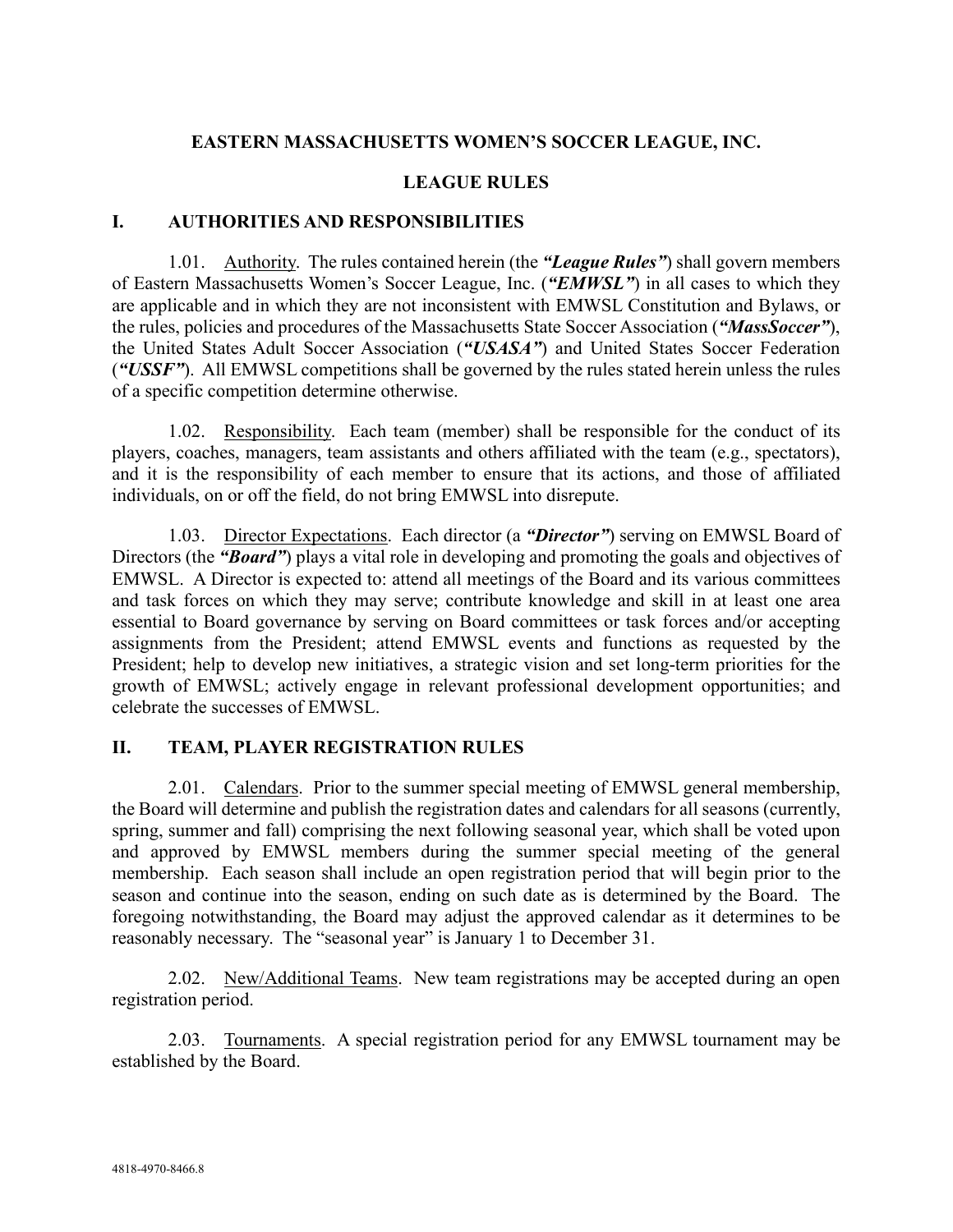# EASTERN MASSACHUSETTS WOMEN'S SOCCER LEAGUE, INC.

## LEAGUE RULES

## I. AUTHORITIES AND RESPONSIBILITIES

1.01. Authority. The rules contained herein (the ***"League Rules"***) shall govern members of Eastern Massachusetts Women's Soccer League, Inc. (***"EMWSL"***) in all cases to which they are applicable and in which they are not inconsistent with EMWSL Constitution and Bylaws, or the rules, policies and procedures of the Massachusetts State Soccer Association (***"MassSoccer"***), the United States Adult Soccer Association (***"USASA"***) and United States Soccer Federation (***"USSF"***). All EMWSL competitions shall be governed by the rules stated herein unless the rules of a specific competition determine otherwise.

1.02. Responsibility. Each team (member) shall be responsible for the conduct of its players, coaches, managers, team assistants and others affiliated with the team (e.g., spectators), and it is the responsibility of each member to ensure that its actions, and those of affiliated individuals, on or off the field, do not bring EMWSL into disrepute.

1.03. Director Expectations. Each director (a ***"Director"***) serving on EMWSL Board of Directors (the ***"Board"***) plays a vital role in developing and promoting the goals and objectives of EMWSL. A Director is expected to: attend all meetings of the Board and its various committees and task forces on which they may serve; contribute knowledge and skill in at least one area essential to Board governance by serving on Board committees or task forces and/or accepting assignments from the President; attend EMWSL events and functions as requested by the President; help to develop new initiatives, a strategic vision and set long-term priorities for the growth of EMWSL; actively engage in relevant professional development opportunities; and celebrate the successes of EMWSL.

## II. TEAM, PLAYER REGISTRATION RULES

2.01. Calendars. Prior to the summer special meeting of EMWSL general membership, the Board will determine and publish the registration dates and calendars for all seasons (currently, spring, summer and fall) comprising the next following seasonal year, which shall be voted upon and approved by EMWSL members during the summer special meeting of the general membership. Each season shall include an open registration period that will begin prior to the season and continue into the season, ending on such date as is determined by the Board. The foregoing notwithstanding, the Board may adjust the approved calendar as it determines to be reasonably necessary. The "seasonal year" is January 1 to December 31.

2.02. New/Additional Teams. New team registrations may be accepted during an open registration period.

2.03. Tournaments. A special registration period for any EMWSL tournament may be established by the Board.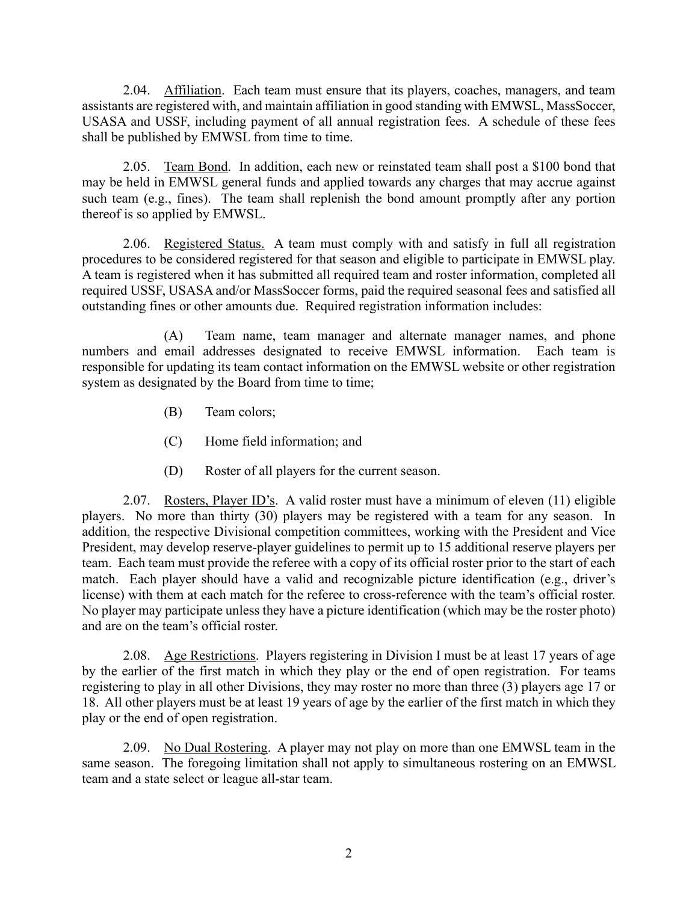2.04. Affiliation. Each team must ensure that its players, coaches, managers, and team assistants are registered with, and maintain affiliation in good standing with EMWSL, MassSoccer, USASA and USSF, including payment of all annual registration fees. A schedule of these fees shall be published by EMWSL from time to time.

2.05. Team Bond. In addition, each new or reinstated team shall post a $100 bond that may be held in EMWSL general funds and applied towards any charges that may accrue against such team (e.g., fines). The team shall replenish the bond amount promptly after any portion thereof is so applied by EMWSL.

2.06. Registered Status. A team must comply with and satisfy in full all registration procedures to be considered registered for that season and eligible to participate in EMWSL play. A team is registered when it has submitted all required team and roster information, completed all required USSF, USASA and/or MassSoccer forms, paid the required seasonal fees and satisfied all outstanding fines or other amounts due. Required registration information includes:

(A) Team name, team manager and alternate manager names, and phone numbers and email addresses designated to receive EMWSL information. Each team is responsible for updating its team contact information on the EMWSL website or other registration system as designated by the Board from time to time;

(B) Team colors;

(C) Home field information; and

(D) Roster of all players for the current season.

2.07. Rosters, Player ID's. A valid roster must have a minimum of eleven (11) eligible players. No more than thirty (30) players may be registered with a team for any season. In addition, the respective Divisional competition committees, working with the President and Vice President, may develop reserve-player guidelines to permit up to 15 additional reserve players per team. Each team must provide the referee with a copy of its official roster prior to the start of each match. Each player should have a valid and recognizable picture identification (e.g., driver's license) with them at each match for the referee to cross-reference with the team's official roster. No player may participate unless they have a picture identification (which may be the roster photo) and are on the team's official roster.

2.08. Age Restrictions. Players registering in Division I must be at least 17 years of age by the earlier of the first match in which they play or the end of open registration. For teams registering to play in all other Divisions, they may roster no more than three (3) players age 17 or 18. All other players must be at least 19 years of age by the earlier of the first match in which they play or the end of open registration.

2.09. No Dual Rostering. A player may not play on more than one EMWSL team in the same season. The foregoing limitation shall not apply to simultaneous rostering on an EMWSL team and a state select or league all-star team.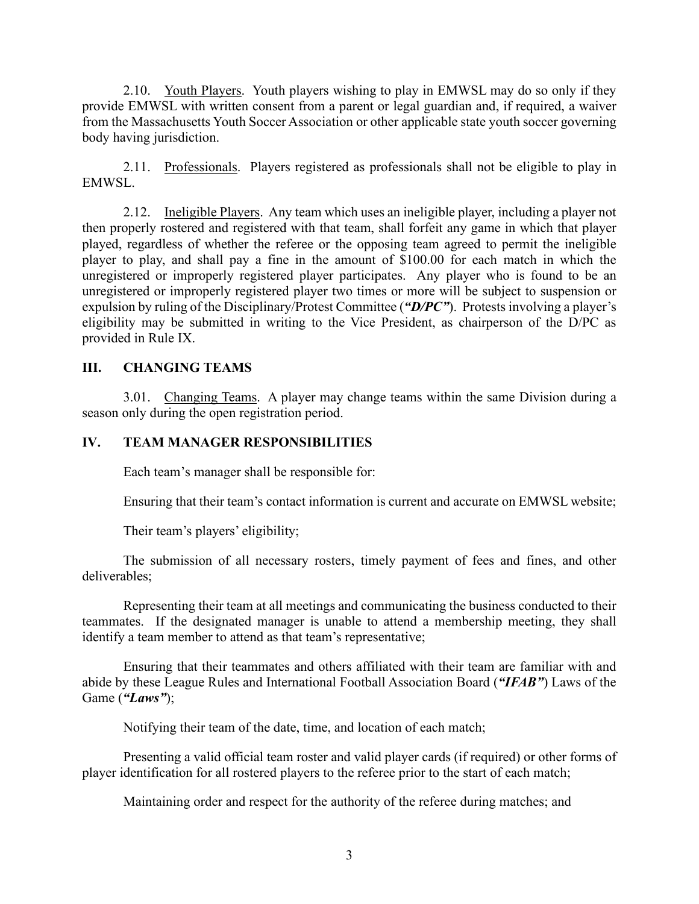2.10. <u>Youth Players</u>. Youth players wishing to play in EMWSL may do so only if they provide EMWSL with written consent from a parent or legal guardian and, if required, a waiver from the Massachusetts Youth Soccer Association or other applicable state youth soccer governing body having jurisdiction.

2.11. <u>Professionals</u>. Players registered as professionals shall not be eligible to play in EMWSL.

2.12. <u>Ineligible Players</u>. Any team which uses an ineligible player, including a player not then properly rostered and registered with that team, shall forfeit any game in which that player played, regardless of whether the referee or the opposing team agreed to permit the ineligible player to play, and shall pay a fine in the amount of $100.00 for each match in which the unregistered or improperly registered player participates. Any player who is found to be an unregistered or improperly registered player two times or more will be subject to suspension or expulsion by ruling of the Disciplinary/Protest Committee (***"D/PC"***). Protests involving a player's eligibility may be submitted in writing to the Vice President, as chairperson of the D/PC as provided in Rule IX.

## III. CHANGING TEAMS

3.01. <u>Changing Teams</u>. A player may change teams within the same Division during a season only during the open registration period.

## IV. TEAM MANAGER RESPONSIBILITIES

Each team's manager shall be responsible for:

Ensuring that their team's contact information is current and accurate on EMWSL website;

Their team's players' eligibility;

The submission of all necessary rosters, timely payment of fees and fines, and other deliverables;

Representing their team at all meetings and communicating the business conducted to their teammates. If the designated manager is unable to attend a membership meeting, they shall identify a team member to attend as that team's representative;

Ensuring that their teammates and others affiliated with their team are familiar with and abide by these League Rules and International Football Association Board (***"IFAB"***) Laws of the Game (***"Laws"***);

Notifying their team of the date, time, and location of each match;

Presenting a valid official team roster and valid player cards (if required) or other forms of player identification for all rostered players to the referee prior to the start of each match;

Maintaining order and respect for the authority of the referee during matches; and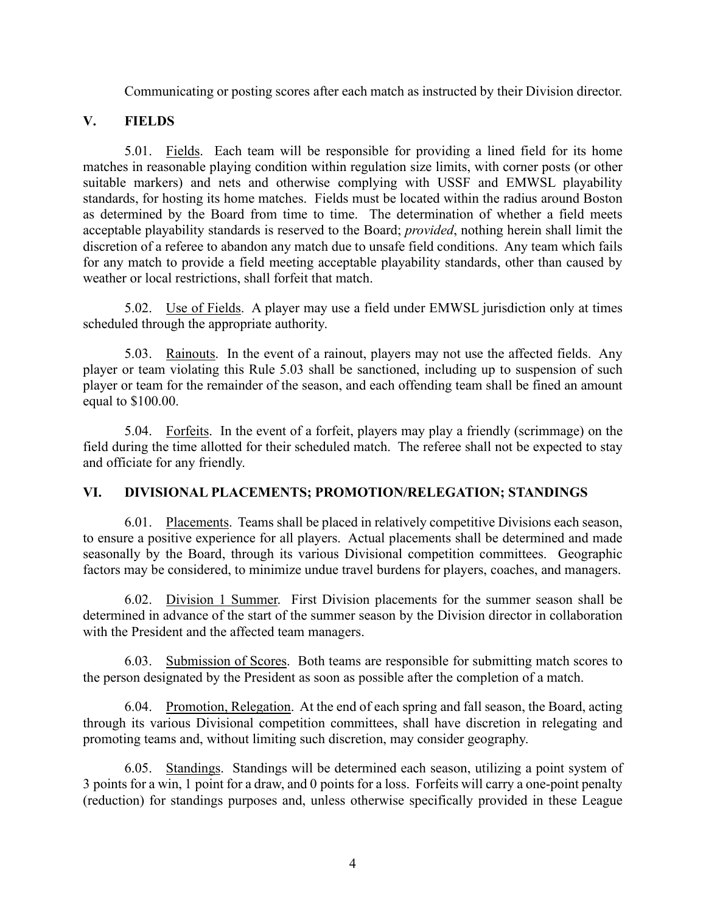Communicating or posting scores after each match as instructed by their Division director.

## V. FIELDS

5.01. Fields. Each team will be responsible for providing a lined field for its home matches in reasonable playing condition within regulation size limits, with corner posts (or other suitable markers) and nets and otherwise complying with USSF and EMWSL playability standards, for hosting its home matches. Fields must be located within the radius around Boston as determined by the Board from time to time. The determination of whether a field meets acceptable playability standards is reserved to the Board; *provided*, nothing herein shall limit the discretion of a referee to abandon any match due to unsafe field conditions. Any team which fails for any match to provide a field meeting acceptable playability standards, other than caused by weather or local restrictions, shall forfeit that match.

5.02. Use of Fields. A player may use a field under EMWSL jurisdiction only at times scheduled through the appropriate authority.

5.03. Rainouts. In the event of a rainout, players may not use the affected fields. Any player or team violating this Rule 5.03 shall be sanctioned, including up to suspension of such player or team for the remainder of the season, and each offending team shall be fined an amount equal to $100.00.

5.04. Forfeits. In the event of a forfeit, players may play a friendly (scrimmage) on the field during the time allotted for their scheduled match. The referee shall not be expected to stay and officiate for any friendly.

## VI. DIVISIONAL PLACEMENTS; PROMOTION/RELEGATION; STANDINGS

6.01. Placements. Teams shall be placed in relatively competitive Divisions each season, to ensure a positive experience for all players. Actual placements shall be determined and made seasonally by the Board, through its various Divisional competition committees. Geographic factors may be considered, to minimize undue travel burdens for players, coaches, and managers.

6.02. Division 1 Summer. First Division placements for the summer season shall be determined in advance of the start of the summer season by the Division director in collaboration with the President and the affected team managers.

6.03. Submission of Scores. Both teams are responsible for submitting match scores to the person designated by the President as soon as possible after the completion of a match.

6.04. Promotion, Relegation. At the end of each spring and fall season, the Board, acting through its various Divisional competition committees, shall have discretion in relegating and promoting teams and, without limiting such discretion, may consider geography.

6.05. Standings. Standings will be determined each season, utilizing a point system of 3 points for a win, 1 point for a draw, and 0 points for a loss. Forfeits will carry a one-point penalty (reduction) for standings purposes and, unless otherwise specifically provided in these League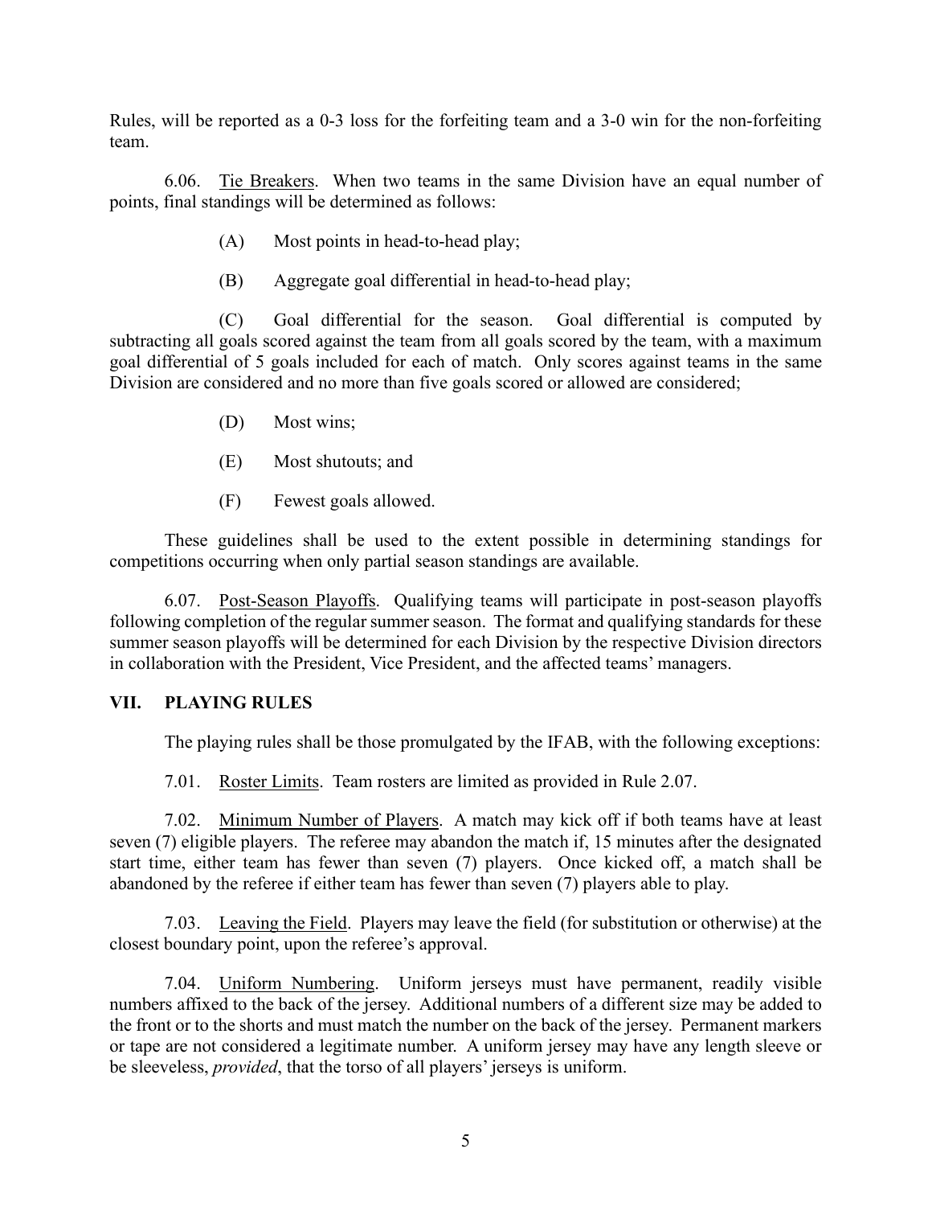Rules, will be reported as a 0-3 loss for the forfeiting team and a 3-0 win for the non-forfeiting team.

6.06. Tie Breakers. When two teams in the same Division have an equal number of points, final standings will be determined as follows:

(A) Most points in head-to-head play;

(B) Aggregate goal differential in head-to-head play;

(C) Goal differential for the season. Goal differential is computed by subtracting all goals scored against the team from all goals scored by the team, with a maximum goal differential of 5 goals included for each of match. Only scores against teams in the same Division are considered and no more than five goals scored or allowed are considered;

(D) Most wins;

(E) Most shutouts; and

(F) Fewest goals allowed.

These guidelines shall be used to the extent possible in determining standings for competitions occurring when only partial season standings are available.

6.07. Post-Season Playoffs. Qualifying teams will participate in post-season playoffs following completion of the regular summer season. The format and qualifying standards for these summer season playoffs will be determined for each Division by the respective Division directors in collaboration with the President, Vice President, and the affected teams' managers.

## VII. PLAYING RULES

The playing rules shall be those promulgated by the IFAB, with the following exceptions:

7.01. Roster Limits. Team rosters are limited as provided in Rule 2.07.

7.02. Minimum Number of Players. A match may kick off if both teams have at least seven (7) eligible players. The referee may abandon the match if, 15 minutes after the designated start time, either team has fewer than seven (7) players. Once kicked off, a match shall be abandoned by the referee if either team has fewer than seven (7) players able to play.

7.03. Leaving the Field. Players may leave the field (for substitution or otherwise) at the closest boundary point, upon the referee's approval.

7.04. Uniform Numbering. Uniform jerseys must have permanent, readily visible numbers affixed to the back of the jersey. Additional numbers of a different size may be added to the front or to the shorts and must match the number on the back of the jersey. Permanent markers or tape are not considered a legitimate number. A uniform jersey may have any length sleeve or be sleeveless, *provided*, that the torso of all players' jerseys is uniform.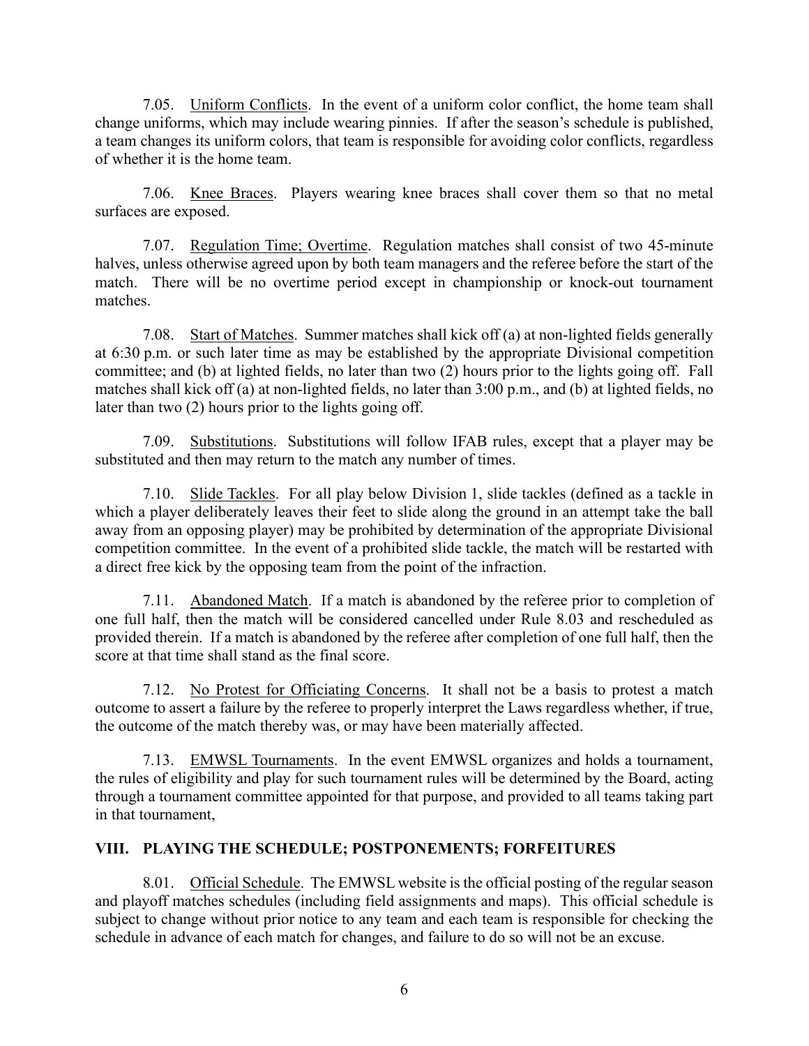7.05. Uniform Conflicts. In the event of a uniform color conflict, the home team shall change uniforms, which may include wearing pinnies. If after the season's schedule is published, a team changes its uniform colors, that team is responsible for avoiding color conflicts, regardless of whether it is the home team.

7.06. Knee Braces. Players wearing knee braces shall cover them so that no metal surfaces are exposed.

7.07. Regulation Time; Overtime. Regulation matches shall consist of two 45-minute halves, unless otherwise agreed upon by both team managers and the referee before the start of the match. There will be no overtime period except in championship or knock-out tournament matches.

7.08. Start of Matches. Summer matches shall kick off (a) at non-lighted fields generally at 6:30 p.m. or such later time as may be established by the appropriate Divisional competition committee; and (b) at lighted fields, no later than two (2) hours prior to the lights going off. Fall matches shall kick off (a) at non-lighted fields, no later than 3:00 p.m., and (b) at lighted fields, no later than two (2) hours prior to the lights going off.

7.09. Substitutions. Substitutions will follow IFAB rules, except that a player may be substituted and then may return to the match any number of times.

7.10. Slide Tackles. For all play below Division 1, slide tackles (defined as a tackle in which a player deliberately leaves their feet to slide along the ground in an attempt take the ball away from an opposing player) may be prohibited by determination of the appropriate Divisional competition committee. In the event of a prohibited slide tackle, the match will be restarted with a direct free kick by the opposing team from the point of the infraction.

7.11. Abandoned Match. If a match is abandoned by the referee prior to completion of one full half, then the match will be considered cancelled under Rule 8.03 and rescheduled as provided therein. If a match is abandoned by the referee after completion of one full half, then the score at that time shall stand as the final score.

7.12. No Protest for Officiating Concerns. It shall not be a basis to protest a match outcome to assert a failure by the referee to properly interpret the Laws regardless whether, if true, the outcome of the match thereby was, or may have been materially affected.

7.13. EMWSL Tournaments. In the event EMWSL organizes and holds a tournament, the rules of eligibility and play for such tournament rules will be determined by the Board, acting through a tournament committee appointed for that purpose, and provided to all teams taking part in that tournament,

## VIII. PLAYING THE SCHEDULE; POSTPONEMENTS; FORFEITURES

8.01. Official Schedule. The EMWSL website is the official posting of the regular season and playoff matches schedules (including field assignments and maps). This official schedule is subject to change without prior notice to any team and each team is responsible for checking the schedule in advance of each match for changes, and failure to do so will not be an excuse.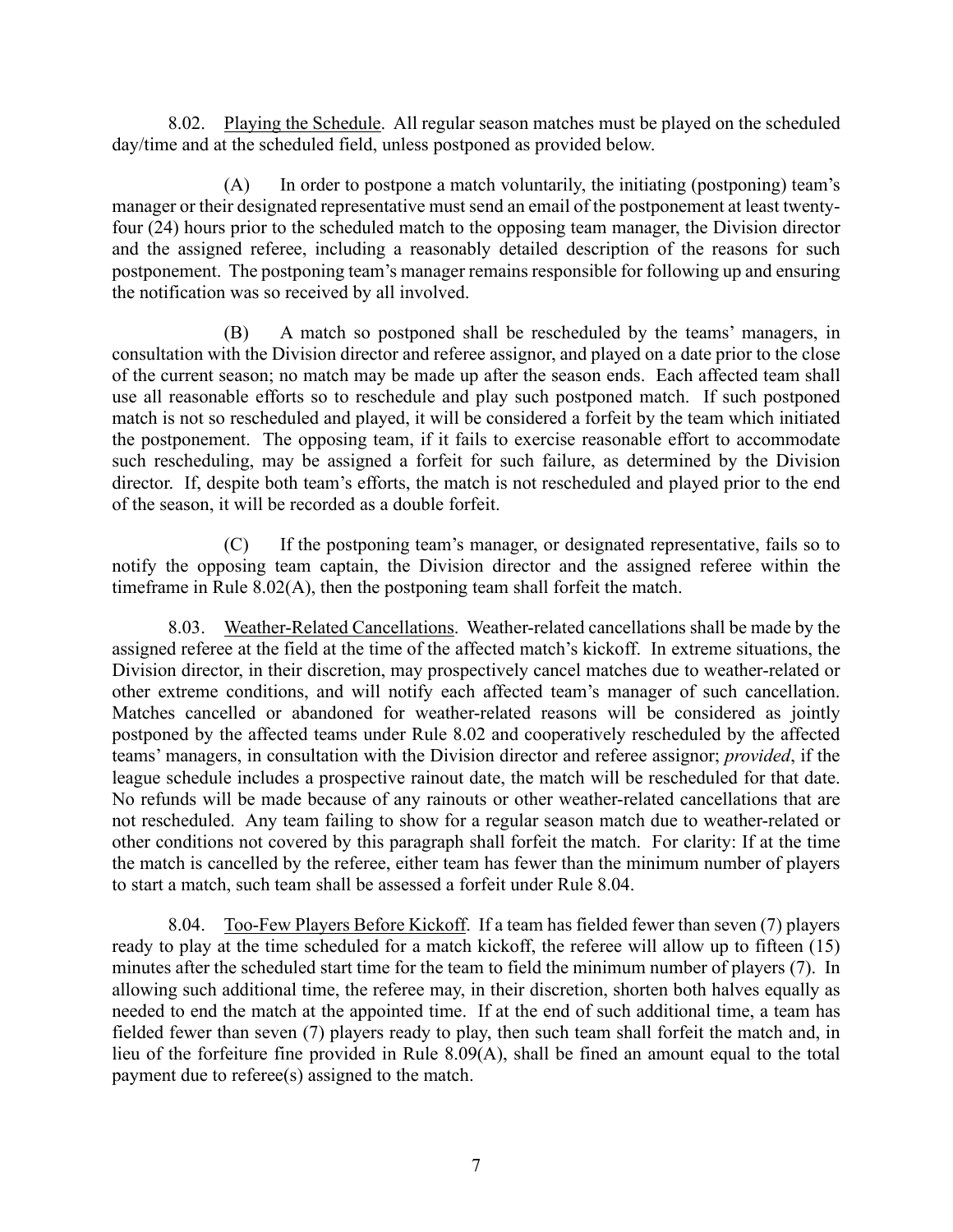8.02. Playing the Schedule. All regular season matches must be played on the scheduled day/time and at the scheduled field, unless postponed as provided below.

(A) In order to postpone a match voluntarily, the initiating (postponing) team's manager or their designated representative must send an email of the postponement at least twenty-four (24) hours prior to the scheduled match to the opposing team manager, the Division director and the assigned referee, including a reasonably detailed description of the reasons for such postponement. The postponing team's manager remains responsible for following up and ensuring the notification was so received by all involved.

(B) A match so postponed shall be rescheduled by the teams' managers, in consultation with the Division director and referee assignor, and played on a date prior to the close of the current season; no match may be made up after the season ends. Each affected team shall use all reasonable efforts so to reschedule and play such postponed match. If such postponed match is not so rescheduled and played, it will be considered a forfeit by the team which initiated the postponement. The opposing team, if it fails to exercise reasonable effort to accommodate such rescheduling, may be assigned a forfeit for such failure, as determined by the Division director. If, despite both team's efforts, the match is not rescheduled and played prior to the end of the season, it will be recorded as a double forfeit.

(C) If the postponing team's manager, or designated representative, fails so to notify the opposing team captain, the Division director and the assigned referee within the timeframe in Rule 8.02(A), then the postponing team shall forfeit the match.

8.03. Weather-Related Cancellations. Weather-related cancellations shall be made by the assigned referee at the field at the time of the affected match's kickoff. In extreme situations, the Division director, in their discretion, may prospectively cancel matches due to weather-related or other extreme conditions, and will notify each affected team's manager of such cancellation. Matches cancelled or abandoned for weather-related reasons will be considered as jointly postponed by the affected teams under Rule 8.02 and cooperatively rescheduled by the affected teams' managers, in consultation with the Division director and referee assignor; *provided*, if the league schedule includes a prospective rainout date, the match will be rescheduled for that date. No refunds will be made because of any rainouts or other weather-related cancellations that are not rescheduled. Any team failing to show for a regular season match due to weather-related or other conditions not covered by this paragraph shall forfeit the match. For clarity: If at the time the match is cancelled by the referee, either team has fewer than the minimum number of players to start a match, such team shall be assessed a forfeit under Rule 8.04.

8.04. Too-Few Players Before Kickoff. If a team has fielded fewer than seven (7) players ready to play at the time scheduled for a match kickoff, the referee will allow up to fifteen (15) minutes after the scheduled start time for the team to field the minimum number of players (7). In allowing such additional time, the referee may, in their discretion, shorten both halves equally as needed to end the match at the appointed time. If at the end of such additional time, a team has fielded fewer than seven (7) players ready to play, then such team shall forfeit the match and, in lieu of the forfeiture fine provided in Rule 8.09(A), shall be fined an amount equal to the total payment due to referee(s) assigned to the match.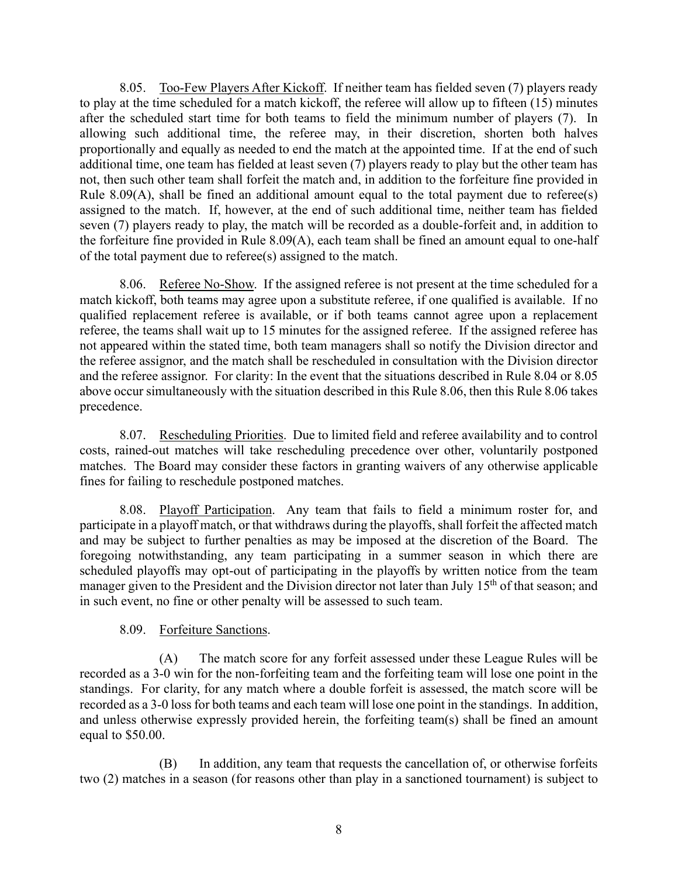8.05. Too-Few Players After Kickoff. If neither team has fielded seven (7) players ready to play at the time scheduled for a match kickoff, the referee will allow up to fifteen (15) minutes after the scheduled start time for both teams to field the minimum number of players (7). In allowing such additional time, the referee may, in their discretion, shorten both halves proportionally and equally as needed to end the match at the appointed time. If at the end of such additional time, one team has fielded at least seven (7) players ready to play but the other team has not, then such other team shall forfeit the match and, in addition to the forfeiture fine provided in Rule 8.09(A), shall be fined an additional amount equal to the total payment due to referee(s) assigned to the match. If, however, at the end of such additional time, neither team has fielded seven (7) players ready to play, the match will be recorded as a double-forfeit and, in addition to the forfeiture fine provided in Rule 8.09(A), each team shall be fined an amount equal to one-half of the total payment due to referee(s) assigned to the match.

8.06. Referee No-Show. If the assigned referee is not present at the time scheduled for a match kickoff, both teams may agree upon a substitute referee, if one qualified is available. If no qualified replacement referee is available, or if both teams cannot agree upon a replacement referee, the teams shall wait up to 15 minutes for the assigned referee. If the assigned referee has not appeared within the stated time, both team managers shall so notify the Division director and the referee assignor, and the match shall be rescheduled in consultation with the Division director and the referee assignor. For clarity: In the event that the situations described in Rule 8.04 or 8.05 above occur simultaneously with the situation described in this Rule 8.06, then this Rule 8.06 takes precedence.

8.07. Rescheduling Priorities. Due to limited field and referee availability and to control costs, rained-out matches will take rescheduling precedence over other, voluntarily postponed matches. The Board may consider these factors in granting waivers of any otherwise applicable fines for failing to reschedule postponed matches.

8.08. Playoff Participation. Any team that fails to field a minimum roster for, and participate in a playoff match, or that withdraws during the playoffs, shall forfeit the affected match and may be subject to further penalties as may be imposed at the discretion of the Board. The foregoing notwithstanding, any team participating in a summer season in which there are scheduled playoffs may opt-out of participating in the playoffs by written notice from the team manager given to the President and the Division director not later than July 15th of that season; and in such event, no fine or other penalty will be assessed to such team.

8.09. Forfeiture Sanctions.

(A) The match score for any forfeit assessed under these League Rules will be recorded as a 3-0 win for the non-forfeiting team and the forfeiting team will lose one point in the standings. For clarity, for any match where a double forfeit is assessed, the match score will be recorded as a 3-0 loss for both teams and each team will lose one point in the standings. In addition, and unless otherwise expressly provided herein, the forfeiting team(s) shall be fined an amount equal to $50.00.

(B) In addition, any team that requests the cancellation of, or otherwise forfeits two (2) matches in a season (for reasons other than play in a sanctioned tournament) is subject to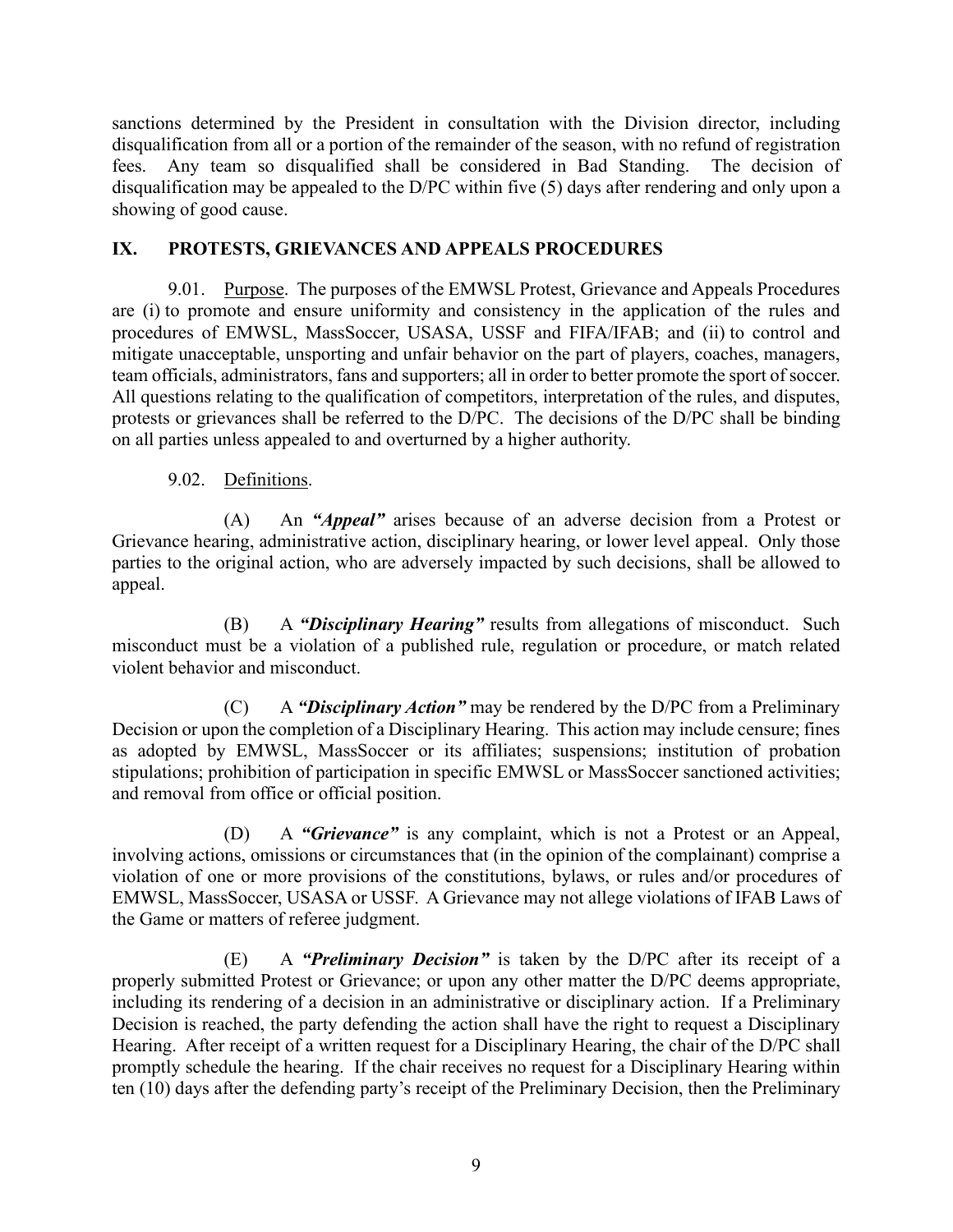sanctions determined by the President in consultation with the Division director, including disqualification from all or a portion of the remainder of the season, with no refund of registration fees. Any team so disqualified shall be considered in Bad Standing. The decision of disqualification may be appealed to the D/PC within five (5) days after rendering and only upon a showing of good cause.

## IX. PROTESTS, GRIEVANCES AND APPEALS PROCEDURES

9.01. Purpose. The purposes of the EMWSL Protest, Grievance and Appeals Procedures are (i) to promote and ensure uniformity and consistency in the application of the rules and procedures of EMWSL, MassSoccer, USASA, USSF and FIFA/IFAB; and (ii) to control and mitigate unacceptable, unsporting and unfair behavior on the part of players, coaches, managers, team officials, administrators, fans and supporters; all in order to better promote the sport of soccer. All questions relating to the qualification of competitors, interpretation of the rules, and disputes, protests or grievances shall be referred to the D/PC. The decisions of the D/PC shall be binding on all parties unless appealed to and overturned by a higher authority.

9.02. Definitions.

(A) An ***"Appeal"*** arises because of an adverse decision from a Protest or Grievance hearing, administrative action, disciplinary hearing, or lower level appeal. Only those parties to the original action, who are adversely impacted by such decisions, shall be allowed to appeal.

(B) A ***"Disciplinary Hearing"*** results from allegations of misconduct. Such misconduct must be a violation of a published rule, regulation or procedure, or match related violent behavior and misconduct.

(C) A ***"Disciplinary Action"*** may be rendered by the D/PC from a Preliminary Decision or upon the completion of a Disciplinary Hearing. This action may include censure; fines as adopted by EMWSL, MassSoccer or its affiliates; suspensions; institution of probation stipulations; prohibition of participation in specific EMWSL or MassSoccer sanctioned activities; and removal from office or official position.

(D) A ***"Grievance"*** is any complaint, which is not a Protest or an Appeal, involving actions, omissions or circumstances that (in the opinion of the complainant) comprise a violation of one or more provisions of the constitutions, bylaws, or rules and/or procedures of EMWSL, MassSoccer, USASA or USSF. A Grievance may not allege violations of IFAB Laws of the Game or matters of referee judgment.

(E) A ***"Preliminary Decision"*** is taken by the D/PC after its receipt of a properly submitted Protest or Grievance; or upon any other matter the D/PC deems appropriate, including its rendering of a decision in an administrative or disciplinary action. If a Preliminary Decision is reached, the party defending the action shall have the right to request a Disciplinary Hearing. After receipt of a written request for a Disciplinary Hearing, the chair of the D/PC shall promptly schedule the hearing. If the chair receives no request for a Disciplinary Hearing within ten (10) days after the defending party's receipt of the Preliminary Decision, then the Preliminary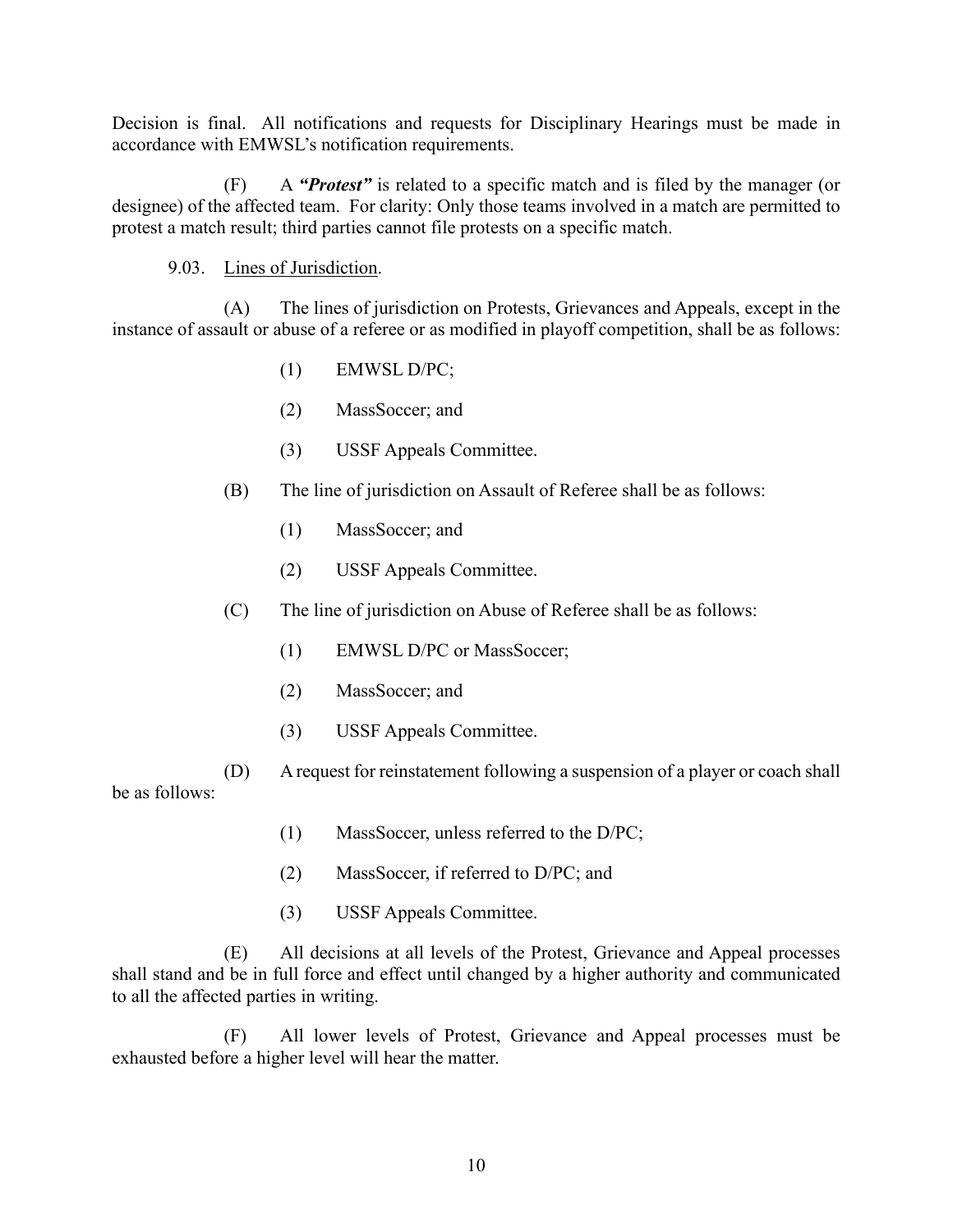Decision is final. All notifications and requests for Disciplinary Hearings must be made in accordance with EMWSL's notification requirements.

(F) A ***"Protest"*** is related to a specific match and is filed by the manager (or designee) of the affected team. For clarity: Only those teams involved in a match are permitted to protest a match result; third parties cannot file protests on a specific match.

9.03. <u>Lines of Jurisdiction</u>.

(A) The lines of jurisdiction on Protests, Grievances and Appeals, except in the instance of assault or abuse of a referee or as modified in playoff competition, shall be as follows:

(1) EMWSL D/PC;

(2) MassSoccer; and

(3) USSF Appeals Committee.

(B) The line of jurisdiction on Assault of Referee shall be as follows:

(1) MassSoccer; and

(2) USSF Appeals Committee.

(C) The line of jurisdiction on Abuse of Referee shall be as follows:

(1) EMWSL D/PC or MassSoccer;

(2) MassSoccer; and

(3) USSF Appeals Committee.

(D) A request for reinstatement following a suspension of a player or coach shall be as follows:

(1) MassSoccer, unless referred to the D/PC;

(2) MassSoccer, if referred to D/PC; and

(3) USSF Appeals Committee.

(E) All decisions at all levels of the Protest, Grievance and Appeal processes shall stand and be in full force and effect until changed by a higher authority and communicated to all the affected parties in writing.

(F) All lower levels of Protest, Grievance and Appeal processes must be exhausted before a higher level will hear the matter.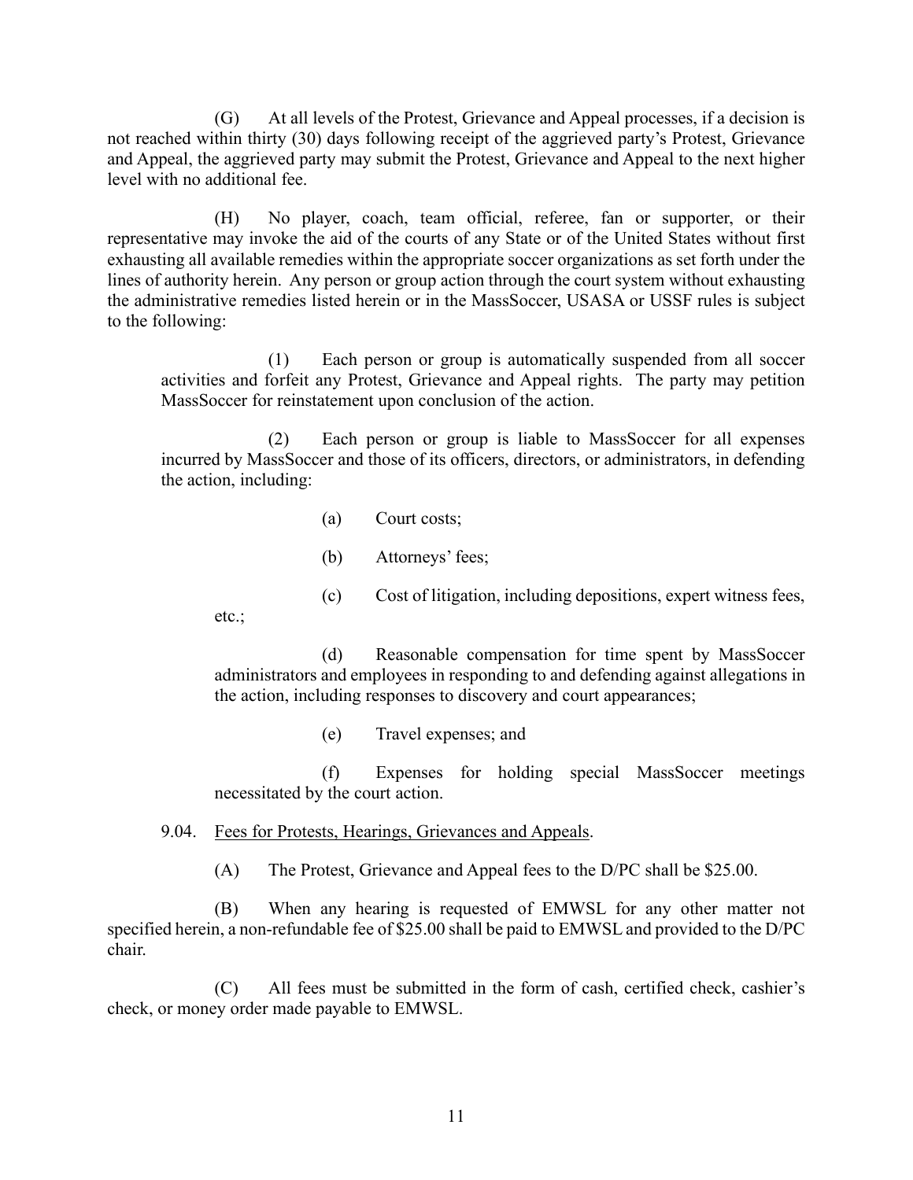(G) At all levels of the Protest, Grievance and Appeal processes, if a decision is not reached within thirty (30) days following receipt of the aggrieved party's Protest, Grievance and Appeal, the aggrieved party may submit the Protest, Grievance and Appeal to the next higher level with no additional fee.

(H) No player, coach, team official, referee, fan or supporter, or their representative may invoke the aid of the courts of any State or of the United States without first exhausting all available remedies within the appropriate soccer organizations as set forth under the lines of authority herein. Any person or group action through the court system without exhausting the administrative remedies listed herein or in the MassSoccer, USASA or USSF rules is subject to the following:

> (1) Each person or group is automatically suspended from all soccer activities and forfeit any Protest, Grievance and Appeal rights. The party may petition MassSoccer for reinstatement upon conclusion of the action.
>
> (2) Each person or group is liable to MassSoccer for all expenses incurred by MassSoccer and those of its officers, directors, or administrators, in defending the action, including:
>
> > (a) Court costs;
> >
> > (b) Attorneys' fees;
> >
> > (c) Cost of litigation, including depositions, expert witness fees, etc.;
> >
> > (d) Reasonable compensation for time spent by MassSoccer administrators and employees in responding to and defending against allegations in the action, including responses to discovery and court appearances;
> >
> > (e) Travel expenses; and
> >
> > (f) Expenses for holding special MassSoccer meetings necessitated by the court action.

9.04. <u>Fees for Protests, Hearings, Grievances and Appeals</u>.

(A) The Protest, Grievance and Appeal fees to the D/PC shall be $25.00.

(B) When any hearing is requested of EMWSL for any other matter not specified herein, a non-refundable fee of $25.00 shall be paid to EMWSL and provided to the D/PC chair.

(C) All fees must be submitted in the form of cash, certified check, cashier's check, or money order made payable to EMWSL.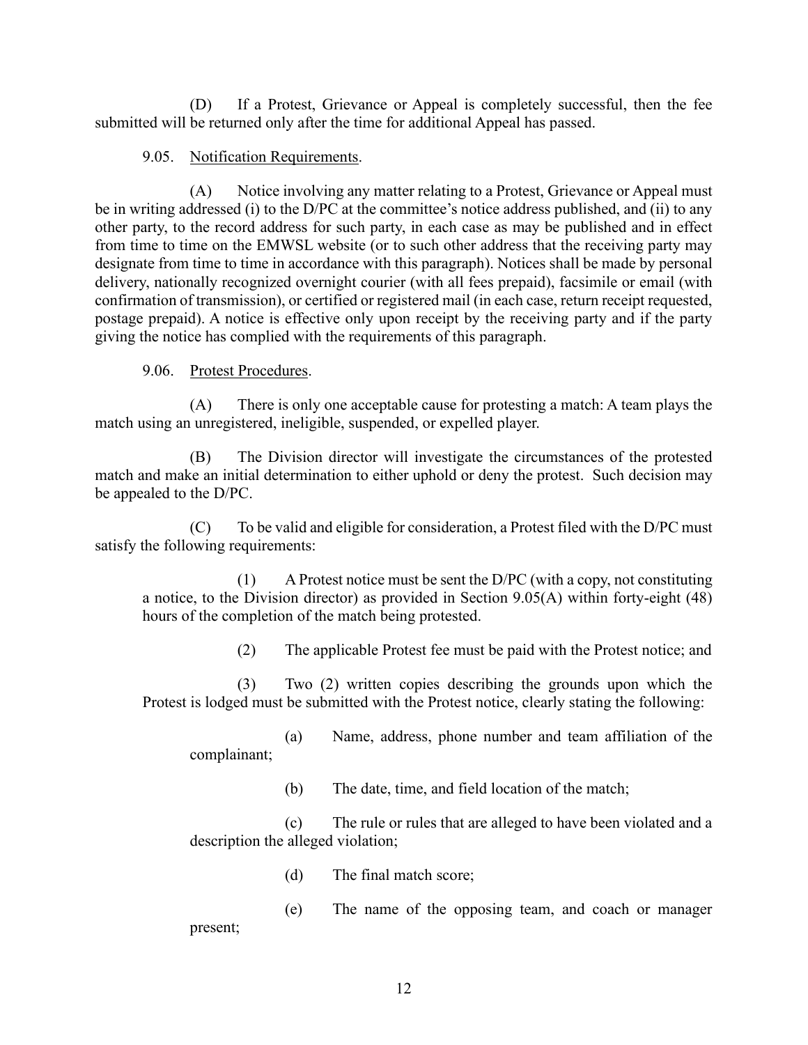(D) If a Protest, Grievance or Appeal is completely successful, then the fee submitted will be returned only after the time for additional Appeal has passed.

9.05. Notification Requirements.

(A) Notice involving any matter relating to a Protest, Grievance or Appeal must be in writing addressed (i) to the D/PC at the committee's notice address published, and (ii) to any other party, to the record address for such party, in each case as may be published and in effect from time to time on the EMWSL website (or to such other address that the receiving party may designate from time to time in accordance with this paragraph). Notices shall be made by personal delivery, nationally recognized overnight courier (with all fees prepaid), facsimile or email (with confirmation of transmission), or certified or registered mail (in each case, return receipt requested, postage prepaid). A notice is effective only upon receipt by the receiving party and if the party giving the notice has complied with the requirements of this paragraph.

9.06. Protest Procedures.

(A) There is only one acceptable cause for protesting a match: A team plays the match using an unregistered, ineligible, suspended, or expelled player.

(B) The Division director will investigate the circumstances of the protested match and make an initial determination to either uphold or deny the protest. Such decision may be appealed to the D/PC.

(C) To be valid and eligible for consideration, a Protest filed with the D/PC must satisfy the following requirements:

(1) A Protest notice must be sent the D/PC (with a copy, not constituting a notice, to the Division director) as provided in Section 9.05(A) within forty-eight (48) hours of the completion of the match being protested.

(2) The applicable Protest fee must be paid with the Protest notice; and

(3) Two (2) written copies describing the grounds upon which the Protest is lodged must be submitted with the Protest notice, clearly stating the following:

(a) Name, address, phone number and team affiliation of the complainant;

(b) The date, time, and field location of the match;

(c) The rule or rules that are alleged to have been violated and a description the alleged violation;

(d) The final match score;

(e) The name of the opposing team, and coach or manager present;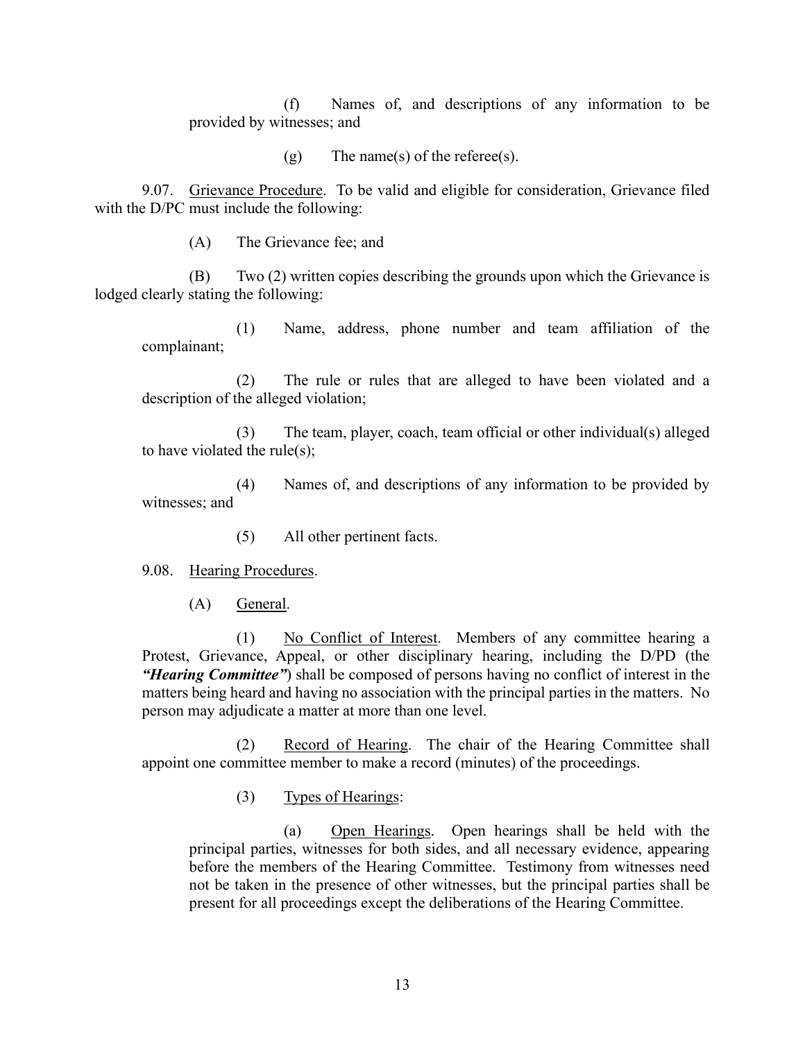(f) Names of, and descriptions of any information to be provided by witnesses; and

(g) The name(s) of the referee(s).

9.07. <u>Grievance Procedure</u>. To be valid and eligible for consideration, Grievance filed with the D/PC must include the following:

(A) The Grievance fee; and

(B) Two (2) written copies describing the grounds upon which the Grievance is lodged clearly stating the following:

(1) Name, address, phone number and team affiliation of the complainant;

(2) The rule or rules that are alleged to have been violated and a description of the alleged violation;

(3) The team, player, coach, team official or other individual(s) alleged to have violated the rule(s);

(4) Names of, and descriptions of any information to be provided by witnesses; and

(5) All other pertinent facts.

9.08. <u>Hearing Procedures</u>.

(A) <u>General</u>.

(1) <u>No Conflict of Interest</u>. Members of any committee hearing a Protest, Grievance, Appeal, or other disciplinary hearing, including the D/PD (the ***"Hearing Committee"***) shall be composed of persons having no conflict of interest in the matters being heard and having no association with the principal parties in the matters. No person may adjudicate a matter at more than one level.

(2) <u>Record of Hearing</u>. The chair of the Hearing Committee shall appoint one committee member to make a record (minutes) of the proceedings.

(3) <u>Types of Hearings</u>:

(a) <u>Open Hearings</u>. Open hearings shall be held with the principal parties, witnesses for both sides, and all necessary evidence, appearing before the members of the Hearing Committee. Testimony from witnesses need not be taken in the presence of other witnesses, but the principal parties shall be present for all proceedings except the deliberations of the Hearing Committee.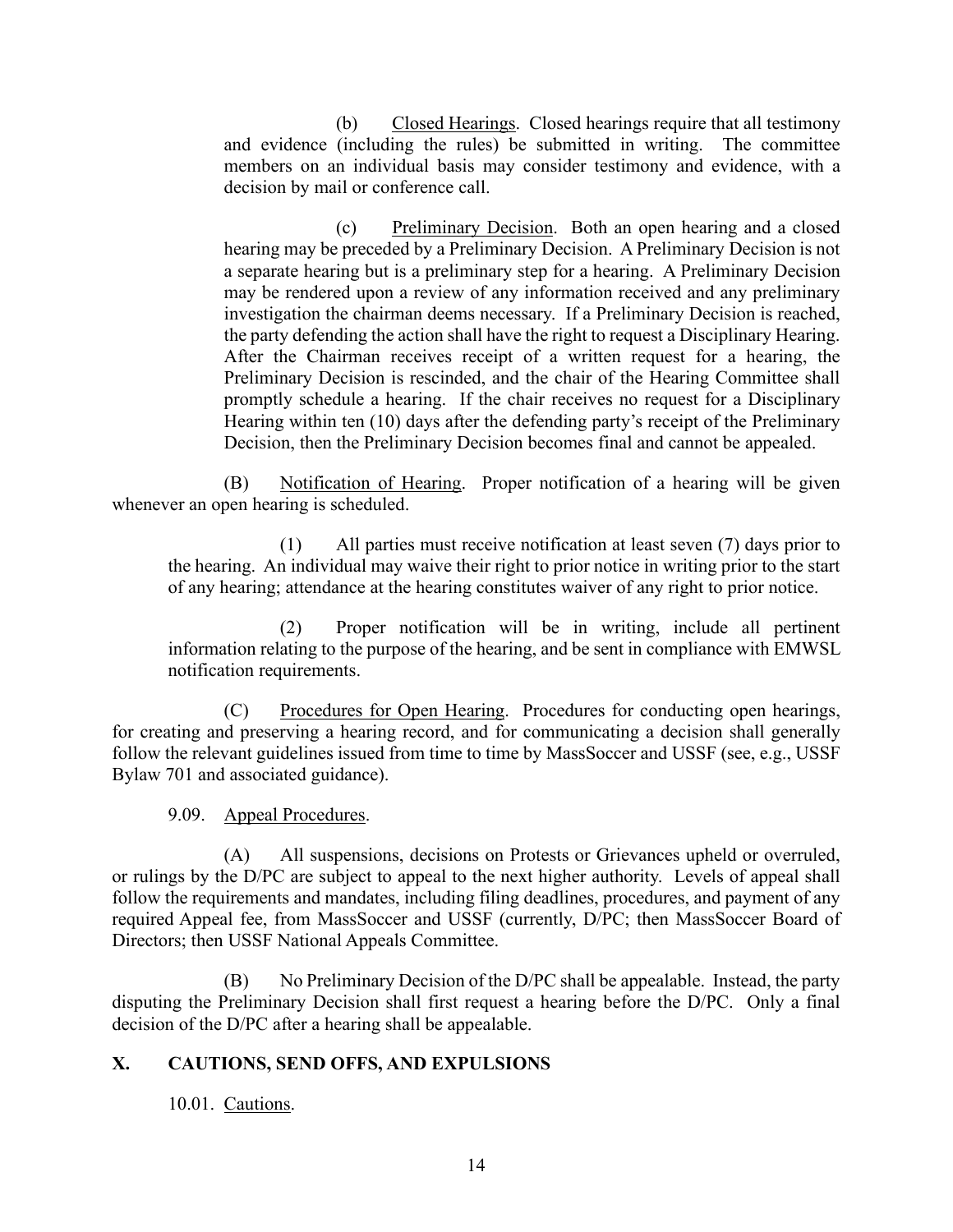(b) Closed Hearings. Closed hearings require that all testimony and evidence (including the rules) be submitted in writing. The committee members on an individual basis may consider testimony and evidence, with a decision by mail or conference call.

(c) Preliminary Decision. Both an open hearing and a closed hearing may be preceded by a Preliminary Decision. A Preliminary Decision is not a separate hearing but is a preliminary step for a hearing. A Preliminary Decision may be rendered upon a review of any information received and any preliminary investigation the chairman deems necessary. If a Preliminary Decision is reached, the party defending the action shall have the right to request a Disciplinary Hearing. After the Chairman receives receipt of a written request for a hearing, the Preliminary Decision is rescinded, and the chair of the Hearing Committee shall promptly schedule a hearing. If the chair receives no request for a Disciplinary Hearing within ten (10) days after the defending party's receipt of the Preliminary Decision, then the Preliminary Decision becomes final and cannot be appealed.

(B) Notification of Hearing. Proper notification of a hearing will be given whenever an open hearing is scheduled.

(1) All parties must receive notification at least seven (7) days prior to the hearing. An individual may waive their right to prior notice in writing prior to the start of any hearing; attendance at the hearing constitutes waiver of any right to prior notice.

(2) Proper notification will be in writing, include all pertinent information relating to the purpose of the hearing, and be sent in compliance with EMWSL notification requirements.

(C) Procedures for Open Hearing. Procedures for conducting open hearings, for creating and preserving a hearing record, and for communicating a decision shall generally follow the relevant guidelines issued from time to time by MassSoccer and USSF (see, e.g., USSF Bylaw 701 and associated guidance).

9.09. Appeal Procedures.

(A) All suspensions, decisions on Protests or Grievances upheld or overruled, or rulings by the D/PC are subject to appeal to the next higher authority. Levels of appeal shall follow the requirements and mandates, including filing deadlines, procedures, and payment of any required Appeal fee, from MassSoccer and USSF (currently, D/PC; then MassSoccer Board of Directors; then USSF National Appeals Committee.

(B) No Preliminary Decision of the D/PC shall be appealable. Instead, the party disputing the Preliminary Decision shall first request a hearing before the D/PC. Only a final decision of the D/PC after a hearing shall be appealable.

## X. CAUTIONS, SEND OFFS, AND EXPULSIONS

10.01. Cautions.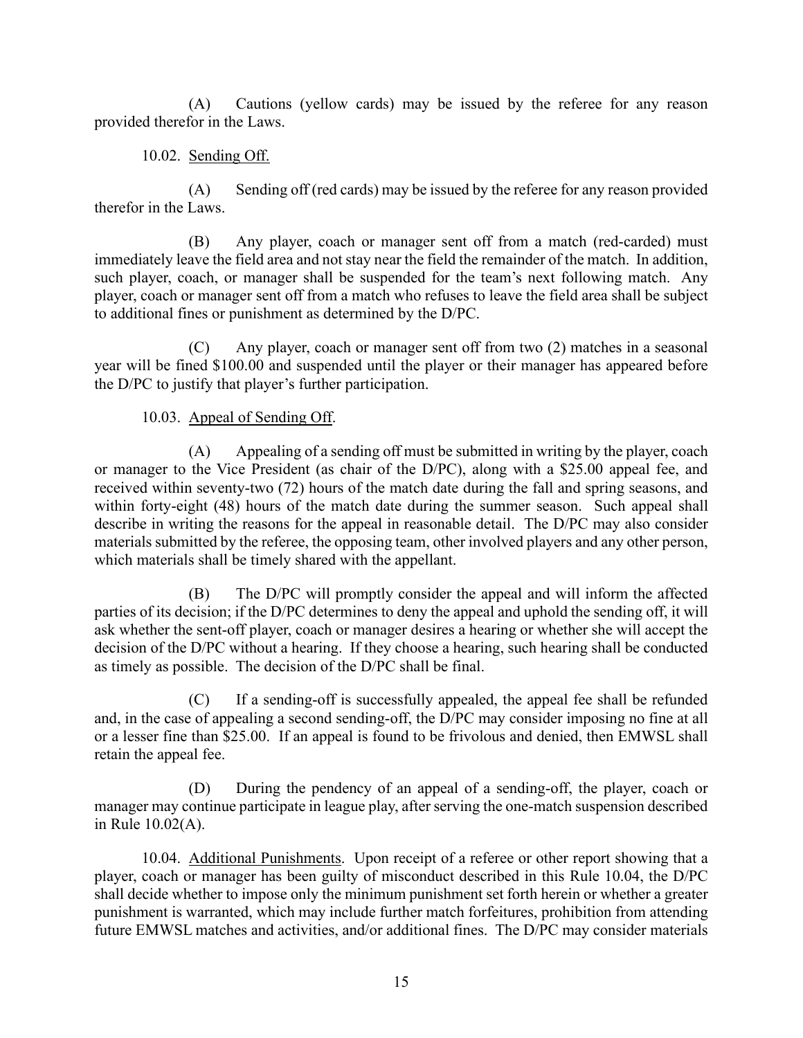(A) Cautions (yellow cards) may be issued by the referee for any reason provided therefor in the Laws.

10.02. Sending Off.

(A) Sending off (red cards) may be issued by the referee for any reason provided therefor in the Laws.

(B) Any player, coach or manager sent off from a match (red-carded) must immediately leave the field area and not stay near the field the remainder of the match. In addition, such player, coach, or manager shall be suspended for the team's next following match. Any player, coach or manager sent off from a match who refuses to leave the field area shall be subject to additional fines or punishment as determined by the D/PC.

(C) Any player, coach or manager sent off from two (2) matches in a seasonal year will be fined $100.00 and suspended until the player or their manager has appeared before the D/PC to justify that player's further participation.

10.03. Appeal of Sending Off.

(A) Appealing of a sending off must be submitted in writing by the player, coach or manager to the Vice President (as chair of the D/PC), along with a $25.00 appeal fee, and received within seventy-two (72) hours of the match date during the fall and spring seasons, and within forty-eight (48) hours of the match date during the summer season. Such appeal shall describe in writing the reasons for the appeal in reasonable detail. The D/PC may also consider materials submitted by the referee, the opposing team, other involved players and any other person, which materials shall be timely shared with the appellant.

(B) The D/PC will promptly consider the appeal and will inform the affected parties of its decision; if the D/PC determines to deny the appeal and uphold the sending off, it will ask whether the sent-off player, coach or manager desires a hearing or whether she will accept the decision of the D/PC without a hearing. If they choose a hearing, such hearing shall be conducted as timely as possible. The decision of the D/PC shall be final.

(C) If a sending-off is successfully appealed, the appeal fee shall be refunded and, in the case of appealing a second sending-off, the D/PC may consider imposing no fine at all or a lesser fine than $25.00. If an appeal is found to be frivolous and denied, then EMWSL shall retain the appeal fee.

(D) During the pendency of an appeal of a sending-off, the player, coach or manager may continue participate in league play, after serving the one-match suspension described in Rule 10.02(A).

10.04. Additional Punishments. Upon receipt of a referee or other report showing that a player, coach or manager has been guilty of misconduct described in this Rule 10.04, the D/PC shall decide whether to impose only the minimum punishment set forth herein or whether a greater punishment is warranted, which may include further match forfeitures, prohibition from attending future EMWSL matches and activities, and/or additional fines. The D/PC may consider materials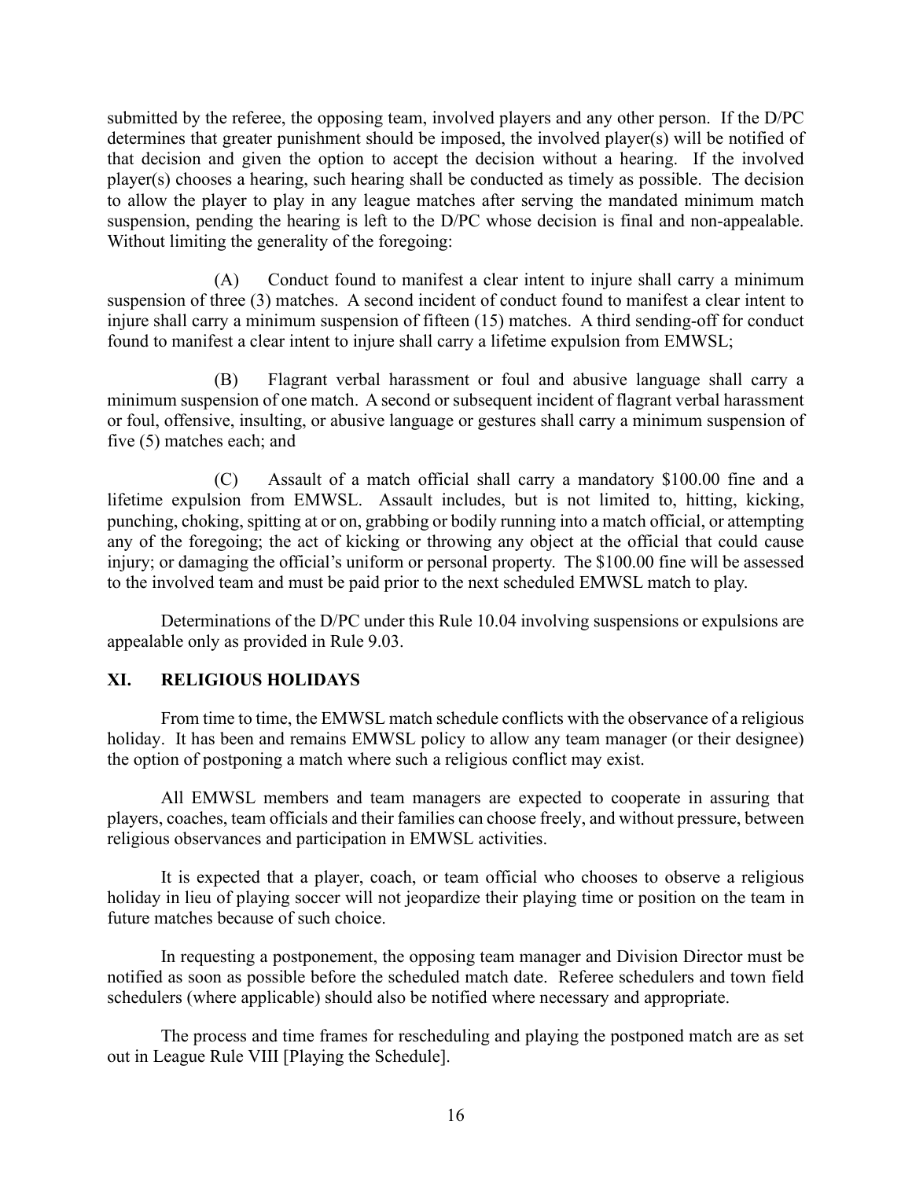submitted by the referee, the opposing team, involved players and any other person. If the D/PC determines that greater punishment should be imposed, the involved player(s) will be notified of that decision and given the option to accept the decision without a hearing. If the involved player(s) chooses a hearing, such hearing shall be conducted as timely as possible. The decision to allow the player to play in any league matches after serving the mandated minimum match suspension, pending the hearing is left to the D/PC whose decision is final and non-appealable. Without limiting the generality of the foregoing:

(A) Conduct found to manifest a clear intent to injure shall carry a minimum suspension of three (3) matches. A second incident of conduct found to manifest a clear intent to injure shall carry a minimum suspension of fifteen (15) matches. A third sending-off for conduct found to manifest a clear intent to injure shall carry a lifetime expulsion from EMWSL;

(B) Flagrant verbal harassment or foul and abusive language shall carry a minimum suspension of one match. A second or subsequent incident of flagrant verbal harassment or foul, offensive, insulting, or abusive language or gestures shall carry a minimum suspension of five (5) matches each; and

(C) Assault of a match official shall carry a mandatory $100.00 fine and a lifetime expulsion from EMWSL. Assault includes, but is not limited to, hitting, kicking, punching, choking, spitting at or on, grabbing or bodily running into a match official, or attempting any of the foregoing; the act of kicking or throwing any object at the official that could cause injury; or damaging the official's uniform or personal property. The $100.00 fine will be assessed to the involved team and must be paid prior to the next scheduled EMWSL match to play.

Determinations of the D/PC under this Rule 10.04 involving suspensions or expulsions are appealable only as provided in Rule 9.03.

## XI. RELIGIOUS HOLIDAYS

From time to time, the EMWSL match schedule conflicts with the observance of a religious holiday. It has been and remains EMWSL policy to allow any team manager (or their designee) the option of postponing a match where such a religious conflict may exist.

All EMWSL members and team managers are expected to cooperate in assuring that players, coaches, team officials and their families can choose freely, and without pressure, between religious observances and participation in EMWSL activities.

It is expected that a player, coach, or team official who chooses to observe a religious holiday in lieu of playing soccer will not jeopardize their playing time or position on the team in future matches because of such choice.

In requesting a postponement, the opposing team manager and Division Director must be notified as soon as possible before the scheduled match date. Referee schedulers and town field schedulers (where applicable) should also be notified where necessary and appropriate.

The process and time frames for rescheduling and playing the postponed match are as set out in League Rule VIII [Playing the Schedule].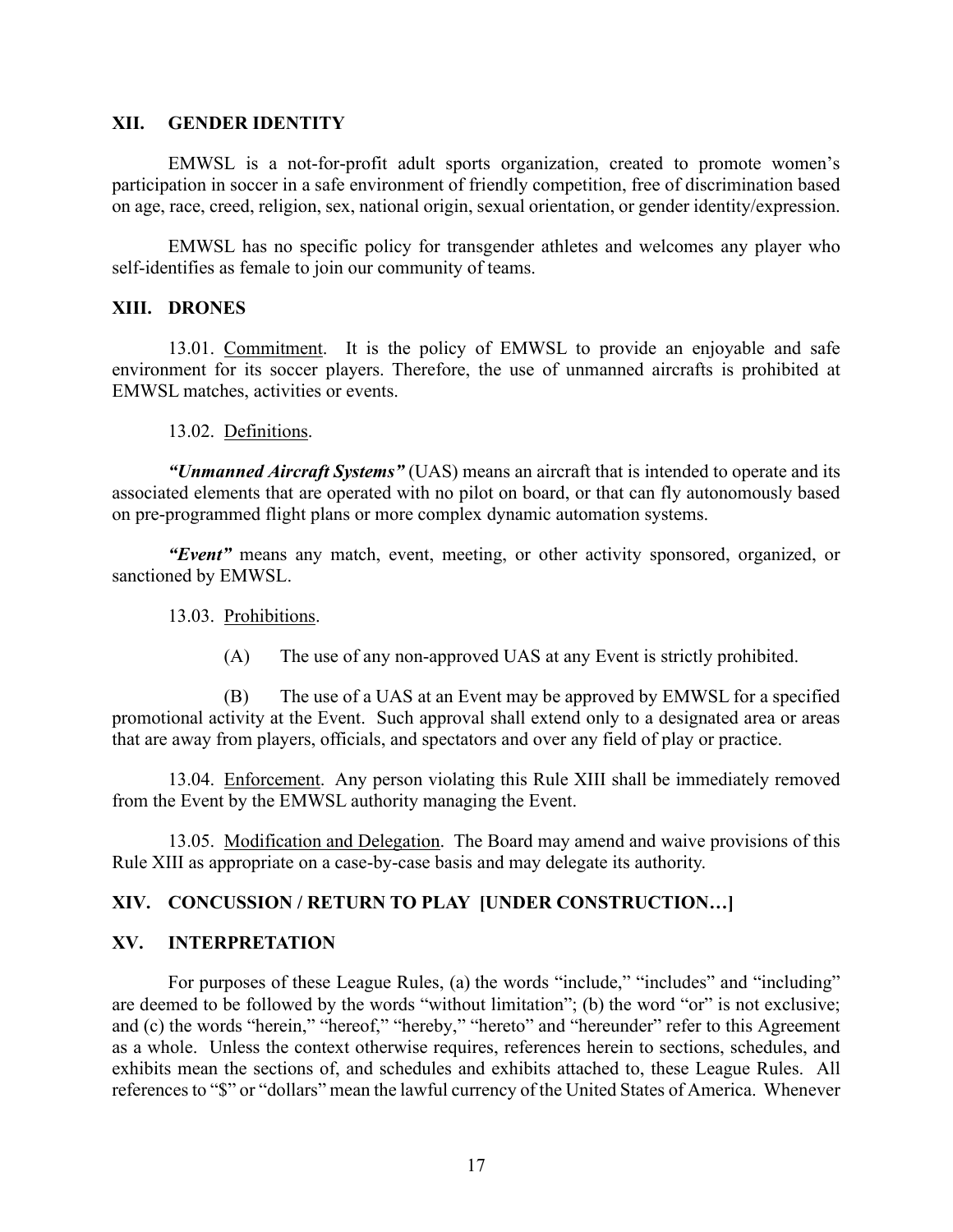## XII. GENDER IDENTITY

EMWSL is a not-for-profit adult sports organization, created to promote women's participation in soccer in a safe environment of friendly competition, free of discrimination based on age, race, creed, religion, sex, national origin, sexual orientation, or gender identity/expression.

EMWSL has no specific policy for transgender athletes and welcomes any player who self-identifies as female to join our community of teams.

## XIII. DRONES

13.01. Commitment. It is the policy of EMWSL to provide an enjoyable and safe environment for its soccer players. Therefore, the use of unmanned aircrafts is prohibited at EMWSL matches, activities or events.

13.02. Definitions.

***"Unmanned Aircraft Systems"*** (UAS) means an aircraft that is intended to operate and its associated elements that are operated with no pilot on board, or that can fly autonomously based on pre-programmed flight plans or more complex dynamic automation systems.

***"Event"*** means any match, event, meeting, or other activity sponsored, organized, or sanctioned by EMWSL.

13.03. Prohibitions.

(A) The use of any non-approved UAS at any Event is strictly prohibited.

(B) The use of a UAS at an Event may be approved by EMWSL for a specified promotional activity at the Event. Such approval shall extend only to a designated area or areas that are away from players, officials, and spectators and over any field of play or practice.

13.04. Enforcement. Any person violating this Rule XIII shall be immediately removed from the Event by the EMWSL authority managing the Event.

13.05. Modification and Delegation. The Board may amend and waive provisions of this Rule XIII as appropriate on a case-by-case basis and may delegate its authority.

## XIV. CONCUSSION / RETURN TO PLAY [UNDER CONSTRUCTION…]

## XV. INTERPRETATION

For purposes of these League Rules, (a) the words "include," "includes" and "including" are deemed to be followed by the words "without limitation"; (b) the word "or" is not exclusive; and (c) the words "herein," "hereof," "hereby," "hereto" and "hereunder" refer to this Agreement as a whole. Unless the context otherwise requires, references herein to sections, schedules, and exhibits mean the sections of, and schedules and exhibits attached to, these League Rules. All references to "$" or "dollars" mean the lawful currency of the United States of America. Whenever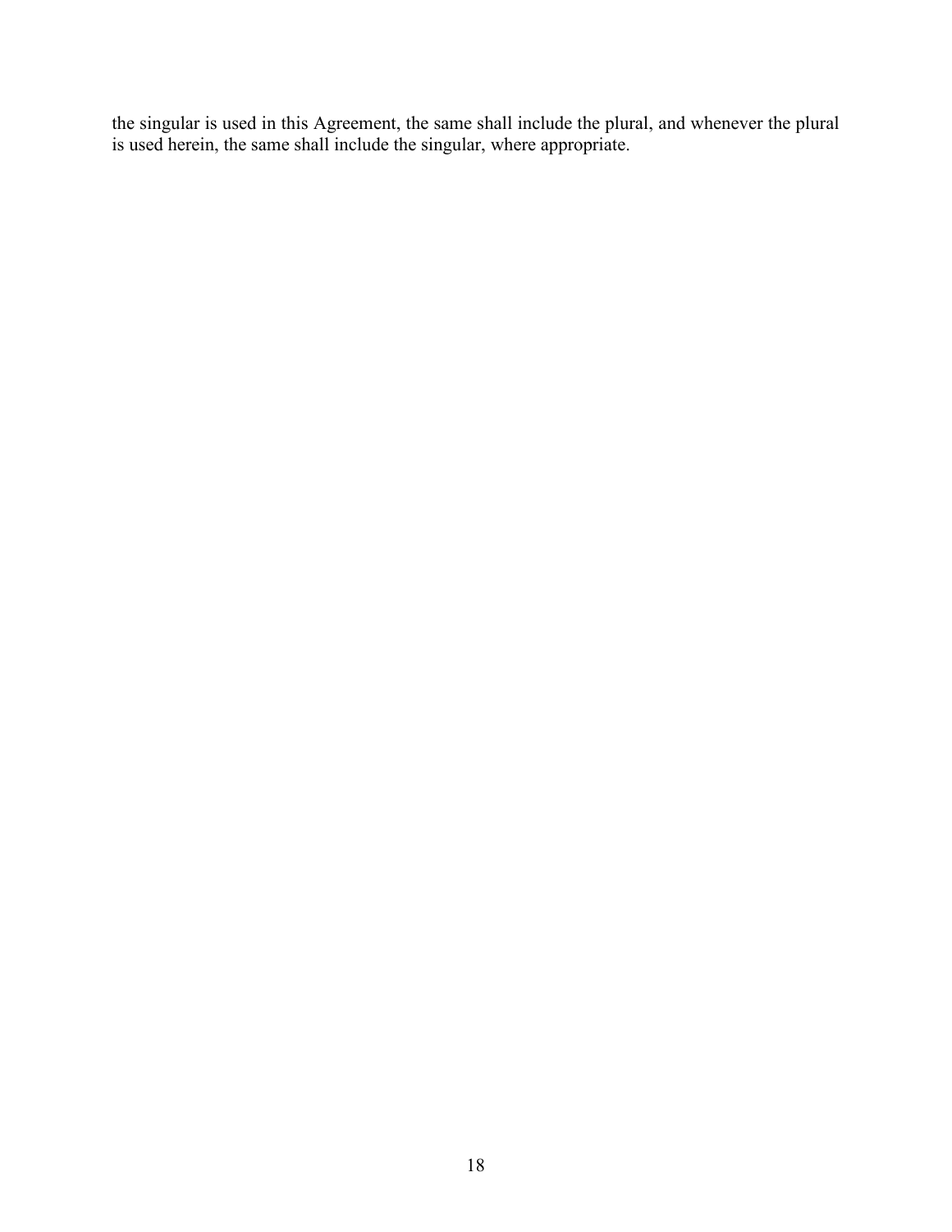the singular is used in this Agreement, the same shall include the plural, and whenever the plural is used herein, the same shall include the singular, where appropriate.